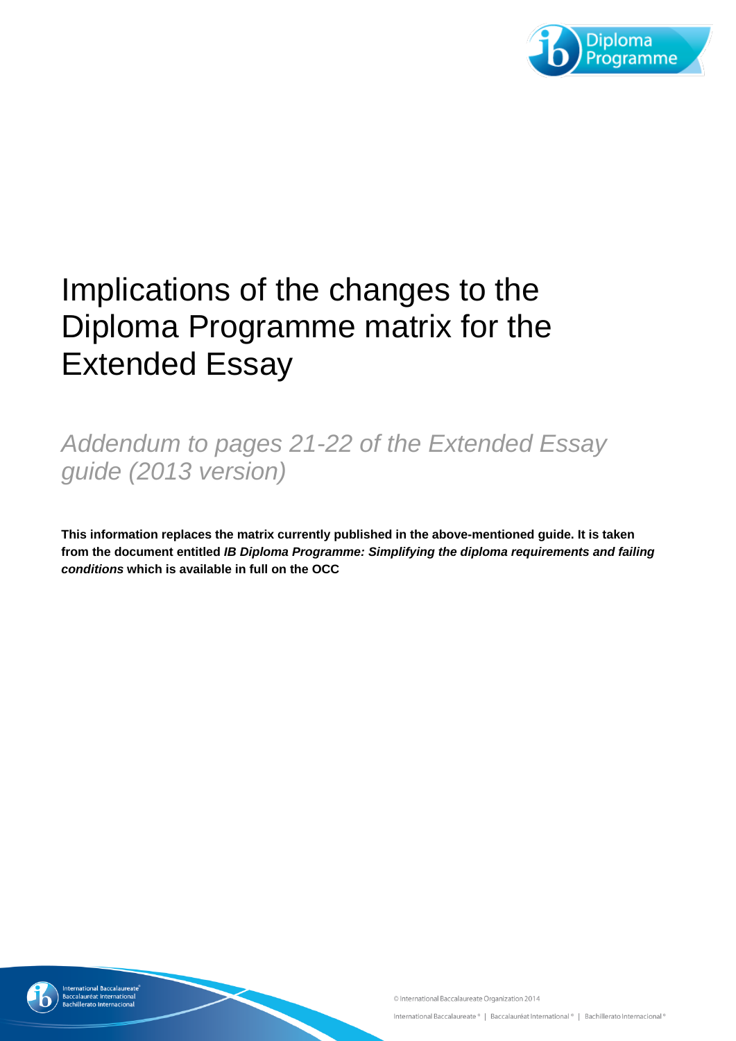# Implications of the changes to the Diploma Programme matrix for the Extended Essay

*Addendum to pages 21-22 of the Extended Essay guide (2013 version)*

**This information replaces the matrix currently published in the above-mentioned guide. It is taken from the document entitled *IB Diploma Programme: Simplifying the diploma requirements and failing conditions* which is available in full on the OCC**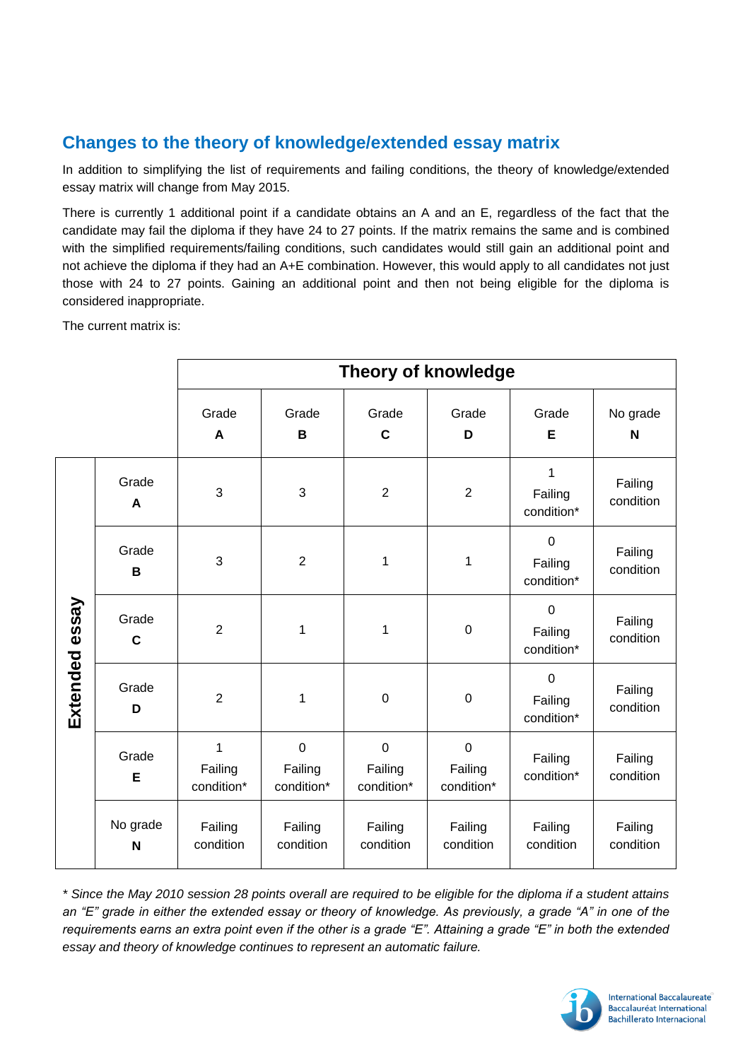## Changes to the theory of knowledge/extended essay matrix

In addition to simplifying the list of requirements and failing conditions, the theory of knowledge/extended essay matrix will change from May 2015.

There is currently 1 additional point if a candidate obtains an A and an E, regardless of the fact that the candidate may fail the diploma if they have 24 to 27 points. If the matrix remains the same and is combined with the simplified requirements/failing conditions, such candidates would still gain an additional point and not achieve the diploma if they had an A+E combination. However, this would apply to all candidates not just those with 24 to 27 points. Gaining an additional point and then not being eligible for the diploma is considered inappropriate.

The current matrix is:

| | | Theory of knowledge | | | | | |
|---|---|---|---|---|---|---|---|
| | | Grade **A** | Grade **B** | Grade **C** | Grade **D** | Grade **E** | No grade **N** |
| **Extended essay** | Grade **A** | 3 | 3 | 2 | 2 | 1 Failing condition* | Failing condition |
| | Grade **B** | 3 | 2 | 1 | 1 | 0 Failing condition* | Failing condition |
| | Grade **C** | 2 | 1 | 1 | 0 | 0 Failing condition* | Failing condition |
| | Grade **D** | 2 | 1 | 0 | 0 | 0 Failing condition* | Failing condition |
| | Grade **E** | 1 Failing condition* | 0 Failing condition* | 0 Failing condition* | 0 Failing condition* | Failing condition* | Failing condition |
| | No grade **N** | Failing condition | Failing condition | Failing condition | Failing condition | Failing condition | Failing condition |

*\* Since the May 2010 session 28 points overall are required to be eligible for the diploma if a student attains an "E" grade in either the extended essay or theory of knowledge. As previously, a grade "A" in one of the requirements earns an extra point even if the other is a grade "E". Attaining a grade "E" in both the extended essay and theory of knowledge continues to represent an automatic failure.*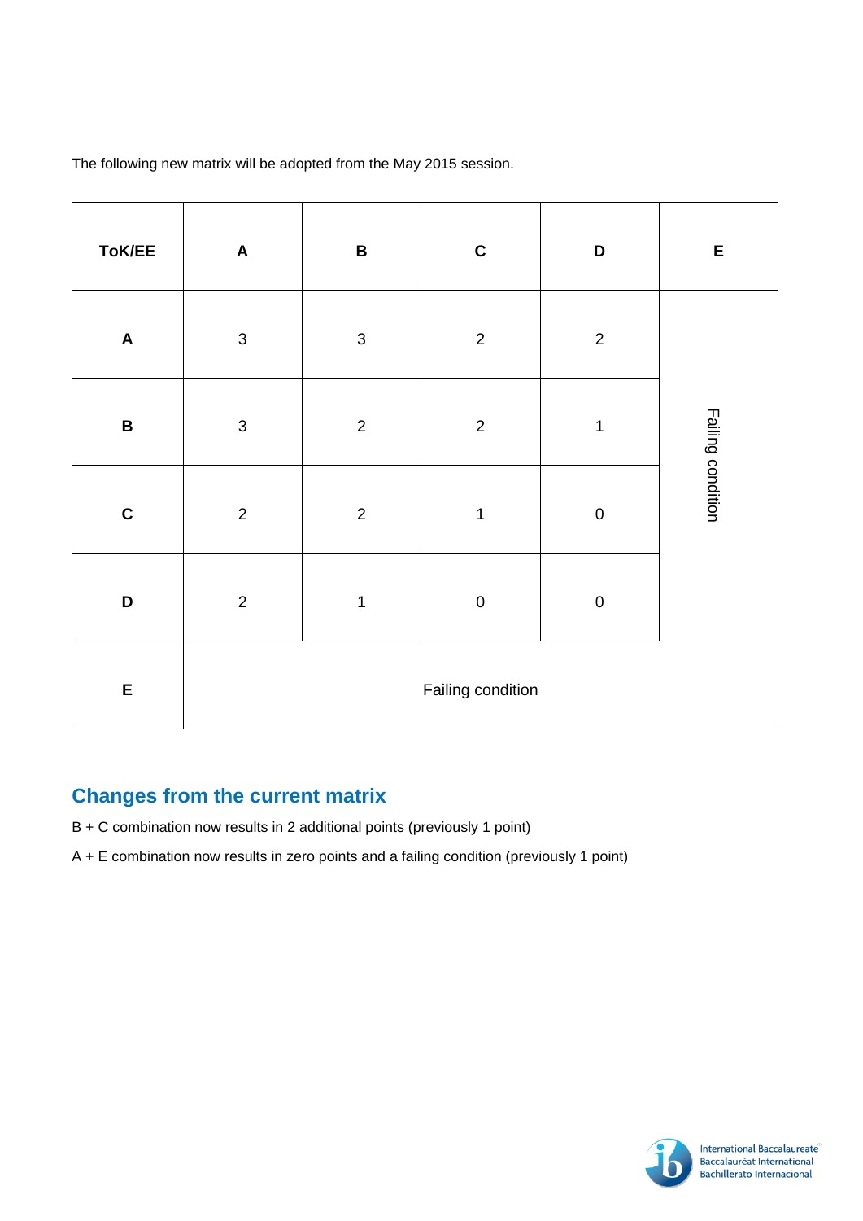The following new matrix will be adopted from the May 2015 session.

| ToK/EE | A | B | C | D | E |
|---|---|---|---|---|---|
| A | 3 | 3 | 2 | 2 | Failing condition |
| B | 3 | 2 | 2 | 1 | Failing condition |
| C | 2 | 2 | 1 | 0 | Failing condition |
| D | 2 | 1 | 0 | 0 | Failing condition |
| E | Failing condition | | | | |

## Changes from the current matrix

B + C combination now results in 2 additional points (previously 1 point)

A + E combination now results in zero points and a failing condition (previously 1 point)